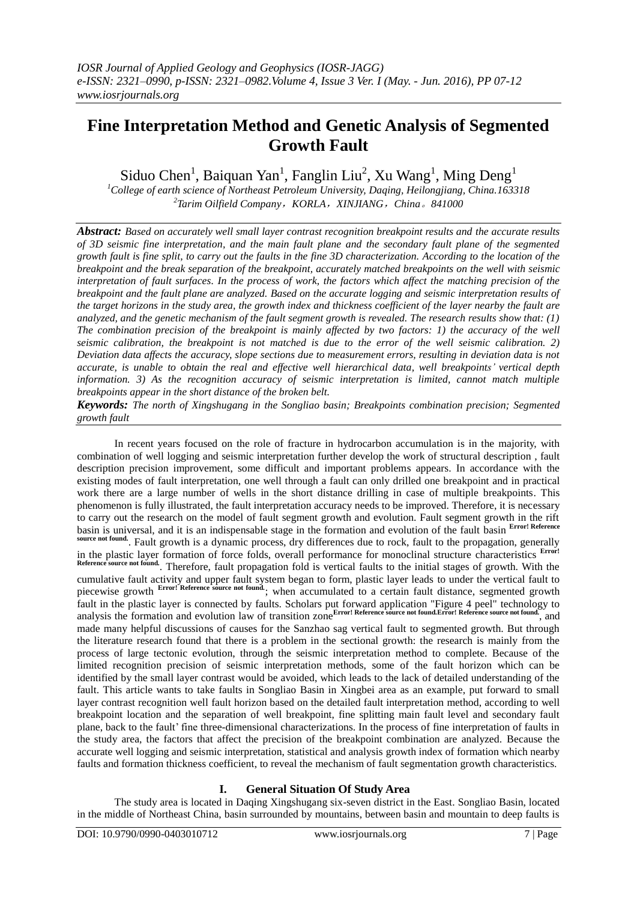# Fine Interpretation Method and Genetic Analysis of Segmented Growth Fault

Siduo Chen[1], Baiquan Yan[1], Fanglin Liu[2], Xu Wang[1], Ming Deng[1]

[1]College of earth science of Northeast Petroleum University, Daqing, Heilongjiang, China.163318

[2]Tarim Oilfield Company，KORLA，XINJIANG，China。841000

***Abstract:*** *Based on accurately well small layer contrast recognition breakpoint results and the accurate results of 3D seismic fine interpretation, and the main fault plane and the secondary fault plane of the segmented growth fault is fine split, to carry out the faults in the fine 3D characterization. According to the location of the breakpoint and the break separation of the breakpoint, accurately matched breakpoints on the well with seismic interpretation of fault surfaces. In the process of work, the factors which affect the matching precision of the breakpoint and the fault plane are analyzed. Based on the accurate logging and seismic interpretation results of the target horizons in the study area, the growth index and thickness coefficient of the layer nearby the fault are analyzed, and the genetic mechanism of the fault segment growth is revealed. The research results show that: (1) The combination precision of the breakpoint is mainly affected by two factors: 1) the accuracy of the well seismic calibration, the breakpoint is not matched is due to the error of the well seismic calibration. 2) Deviation data affects the accuracy, slope sections due to measurement errors, resulting in deviation data is not accurate, is unable to obtain the real and effective well hierarchical data, well breakpoints' vertical depth information. 3) As the recognition accuracy of seismic interpretation is limited, cannot match multiple breakpoints appear in the short distance of the broken belt.*

***Keywords:*** *The north of Xingshugang in the Songliao basin; Breakpoints combination precision; Segmented growth fault*

In recent years focused on the role of fracture in hydrocarbon accumulation is in the majority, with combination of well logging and seismic interpretation further develop the work of structural description , fault description precision improvement, some difficult and important problems appears. In accordance with the existing modes of fault interpretation, one well through a fault can only drilled one breakpoint and in practical work there are a large number of wells in the short distance drilling in case of multiple breakpoints. This phenomenon is fully illustrated, the fault interpretation accuracy needs to be improved. Therefore, it is necessary to carry out the research on the model of fault segment growth and evolution. Fault segment growth in the rift basin is universal, and it is an indispensable stage in the formation and evolution of the fault basin [Error! Reference source not found.]. Fault growth is a dynamic process, dry differences due to rock, fault to the propagation, generally in the plastic layer formation of force folds, overall performance for monoclinal structure characteristics [Error! Reference source not found.]. Therefore, fault propagation fold is vertical faults to the initial stages of growth. With the cumulative fault activity and upper fault system began to form, plastic layer leads to under the vertical fault to piecewise growth [Error! Reference source not found.]; when accumulated to a certain fault distance, segmented growth fault in the plastic layer is connected by faults. Scholars put forward application "Figure 4 peel" technology to analysis the formation and evolution law of transition zone[Error! Reference source not found.Error! Reference source not found.], and made many helpful discussions of causes for the Sanzhao sag vertical fault to segmented growth. But through the literature research found that there is a problem in the sectional growth: the research is mainly from the process of large tectonic evolution, through the seismic interpretation method to complete. Because of the limited recognition precision of seismic interpretation methods, some of the fault horizon which can be identified by the small layer contrast would be avoided, which leads to the lack of detailed understanding of the fault. This article wants to take faults in Songliao Basin in Xingbei area as an example, put forward to small layer contrast recognition well fault horizon based on the detailed fault interpretation method, according to well breakpoint location and the separation of well breakpoint, fine splitting main fault level and secondary fault plane, back to the fault' fine three-dimensional characterizations. In the process of fine interpretation of faults in the study area, the factors that affect the precision of the breakpoint combination are analyzed. Because the accurate well logging and seismic interpretation, statistical and analysis growth index of formation which nearby faults and formation thickness coefficient, to reveal the mechanism of fault segmentation growth characteristics.

## I. General Situation Of Study Area

The study area is located in Daqing Xingshugang six-seven district in the East. Songliao Basin, located in the middle of Northeast China, basin surrounded by mountains, between basin and mountain to deep faults is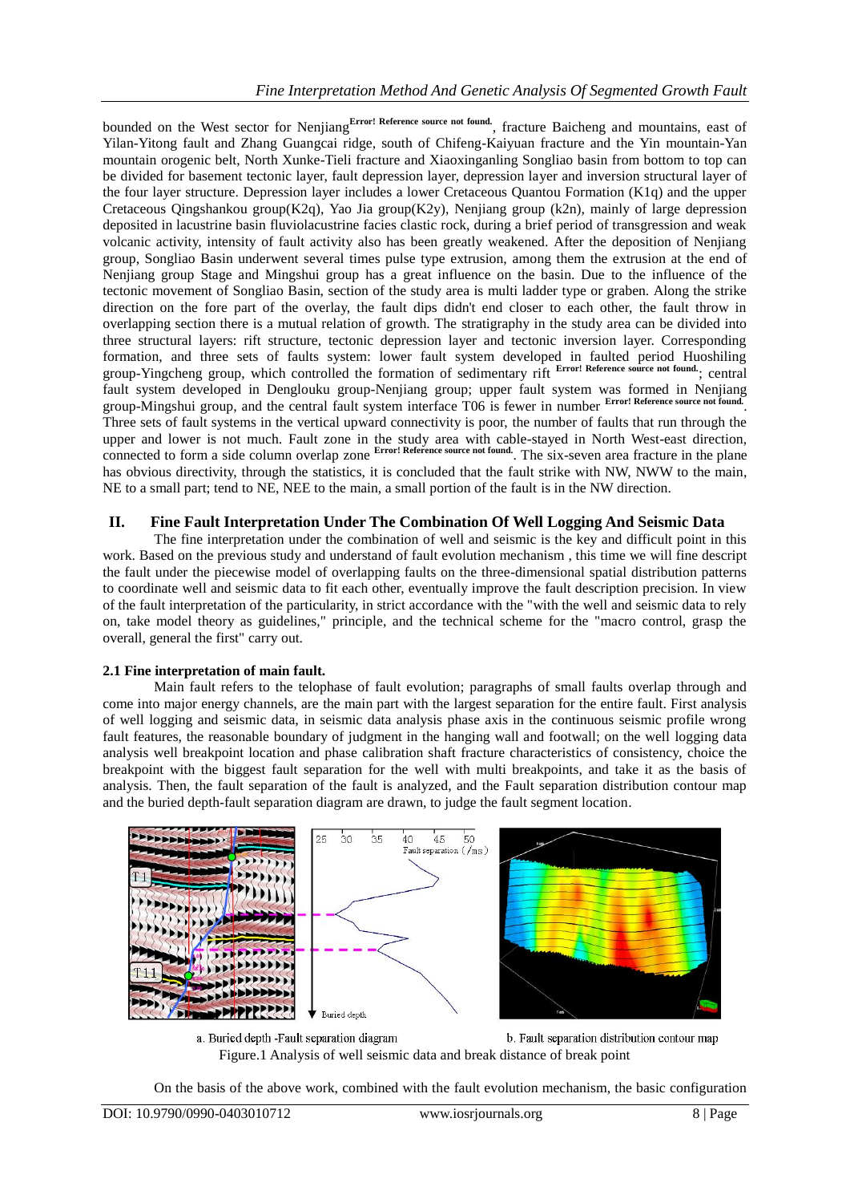bounded on the West sector for Nenjiang Error! Reference source not found., fracture Baicheng and mountains, east of Yilan-Yitong fault and Zhang Guangcai ridge, south of Chifeng-Kaiyuan fracture and the Yin mountain-Yan mountain orogenic belt, North Xunke-Tieli fracture and Xiaoxinganling Songliao basin from bottom to top can be divided for basement tectonic layer, fault depression layer, depression layer and inversion structural layer of the four layer structure. Depression layer includes a lower Cretaceous Quantou Formation (K1q) and the upper Cretaceous Qingshankou group(K2q), Yao Jia group(K2y), Nenjiang group (k2n), mainly of large depression deposited in lacustrine basin fluviolacustrine facies clastic rock, during a brief period of transgression and weak volcanic activity, intensity of fault activity also has been greatly weakened. After the deposition of Nenjiang group, Songliao Basin underwent several times pulse type extrusion, among them the extrusion at the end of Nenjiang group Stage and Mingshui group has a great influence on the basin. Due to the influence of the tectonic movement of Songliao Basin, section of the study area is multi ladder type or graben. Along the strike direction on the fore part of the overlay, the fault dips didn't end closer to each other, the fault throw in overlapping section there is a mutual relation of growth. The stratigraphy in the study area can be divided into three structural layers: rift structure, tectonic depression layer and tectonic inversion layer. Corresponding formation, and three sets of faults system: lower fault system developed in faulted period Huoshiling group-Yingcheng group, which controlled the formation of sedimentary rift Error! Reference source not found.; central fault system developed in Denglouku group-Nenjiang group; upper fault system was formed in Nenjiang group-Mingshui group, and the central fault system interface T06 is fewer in number Error! Reference source not found.. Three sets of fault systems in the vertical upward connectivity is poor, the number of faults that run through the upper and lower is not much. Fault zone in the study area with cable-stayed in North West-east direction, connected to form a side column overlap zone Error! Reference source not found.. The six-seven area fracture in the plane has obvious directivity, through the statistics, it is concluded that the fault strike with NW, NWW to the main, NE to a small part; tend to NE, NEE to the main, a small portion of the fault is in the NW direction.

## II. Fine Fault Interpretation Under The Combination Of Well Logging And Seismic Data

The fine interpretation under the combination of well and seismic is the key and difficult point in this work. Based on the previous study and understand of fault evolution mechanism , this time we will fine descript the fault under the piecewise model of overlapping faults on the three-dimensional spatial distribution patterns to coordinate well and seismic data to fit each other, eventually improve the fault description precision. In view of the fault interpretation of the particularity, in strict accordance with the "with the well and seismic data to rely on, take model theory as guidelines," principle, and the technical scheme for the "macro control, grasp the overall, general the first" carry out.

### 2.1 Fine interpretation of main fault.

Main fault refers to the telophase of fault evolution; paragraphs of small faults overlap through and come into major energy channels, are the main part with the largest separation for the entire fault. First analysis of well logging and seismic data, in seismic data analysis phase axis in the continuous seismic profile wrong fault features, the reasonable boundary of judgment in the hanging wall and footwall; on the well logging data analysis well breakpoint location and phase calibration shaft fracture characteristics of consistency, choice the breakpoint with the biggest fault separation for the well with multi breakpoints, and take it as the basis of analysis. Then, the fault separation of the fault is analyzed, and the Fault separation distribution contour map and the buried depth-fault separation diagram are drawn, to judge the fault segment location.

a. Buried depth -Fault separation diagram　　　b. Fault separation distribution contour map

Figure.1 Analysis of well seismic data and break distance of break point

On the basis of the above work, combined with the fault evolution mechanism, the basic configuration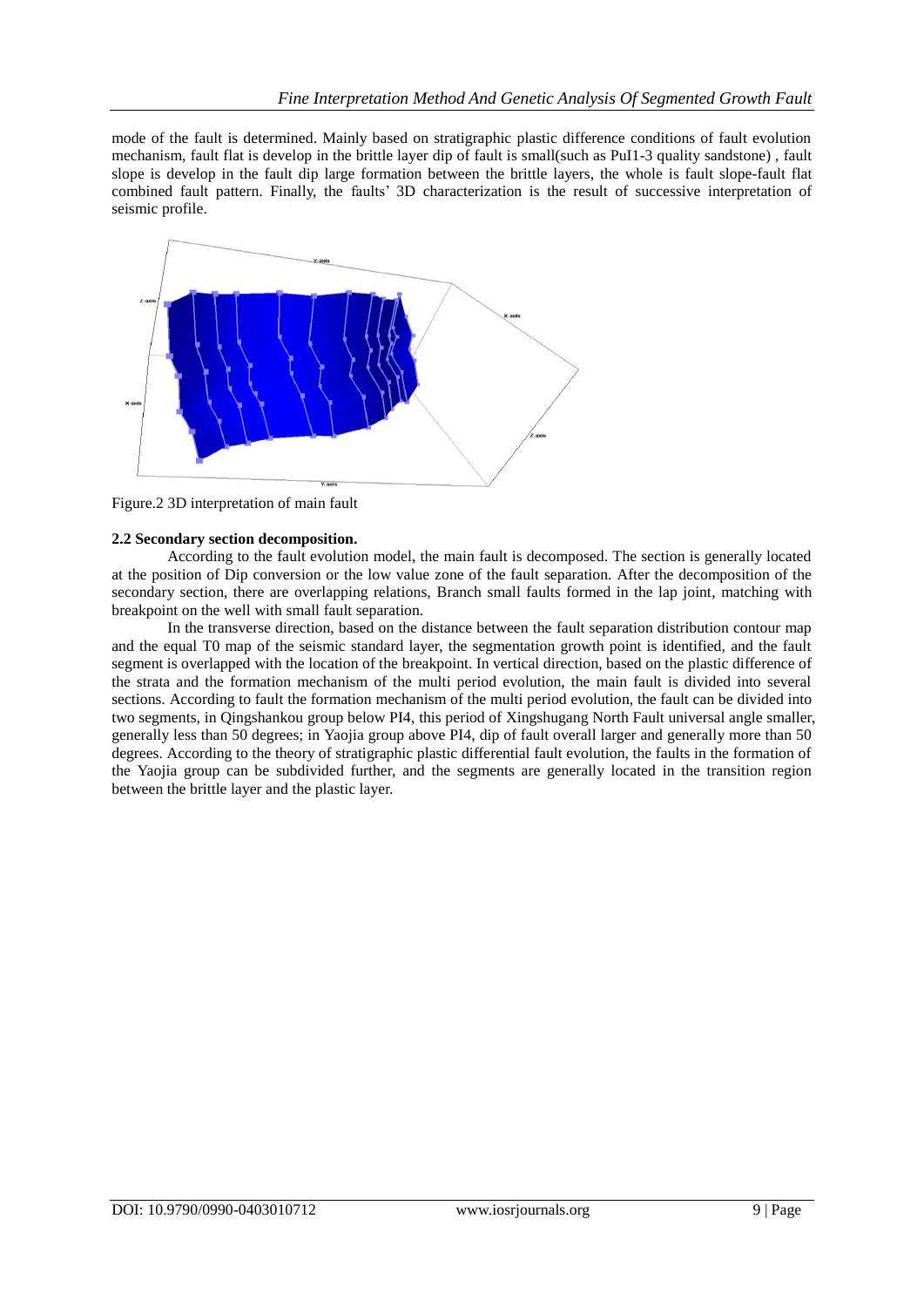mode of the fault is determined. Mainly based on stratigraphic plastic difference conditions of fault evolution mechanism, fault flat is develop in the brittle layer dip of fault is small(such as PuI1-3 quality sandstone) , fault slope is develop in the fault dip large formation between the brittle layers, the whole is fault slope-fault flat combined fault pattern. Finally, the faults' 3D characterization is the result of successive interpretation of seismic profile.

Figure.2 3D interpretation of main fault

**2.2 Secondary section decomposition.**

According to the fault evolution model, the main fault is decomposed. The section is generally located at the position of Dip conversion or the low value zone of the fault separation. After the decomposition of the secondary section, there are overlapping relations, Branch small faults formed in the lap joint, matching with breakpoint on the well with small fault separation.

In the transverse direction, based on the distance between the fault separation distribution contour map and the equal T0 map of the seismic standard layer, the segmentation growth point is identified, and the fault segment is overlapped with the location of the breakpoint. In vertical direction, based on the plastic difference of the strata and the formation mechanism of the multi period evolution, the main fault is divided into several sections. According to fault the formation mechanism of the multi period evolution, the fault can be divided into two segments, in Qingshankou group below PI4, this period of Xingshugang North Fault universal angle smaller, generally less than 50 degrees; in Yaojia group above PI4, dip of fault overall larger and generally more than 50 degrees. According to the theory of stratigraphic plastic differential fault evolution, the faults in the formation of the Yaojia group can be subdivided further, and the segments are generally located in the transition region between the brittle layer and the plastic layer.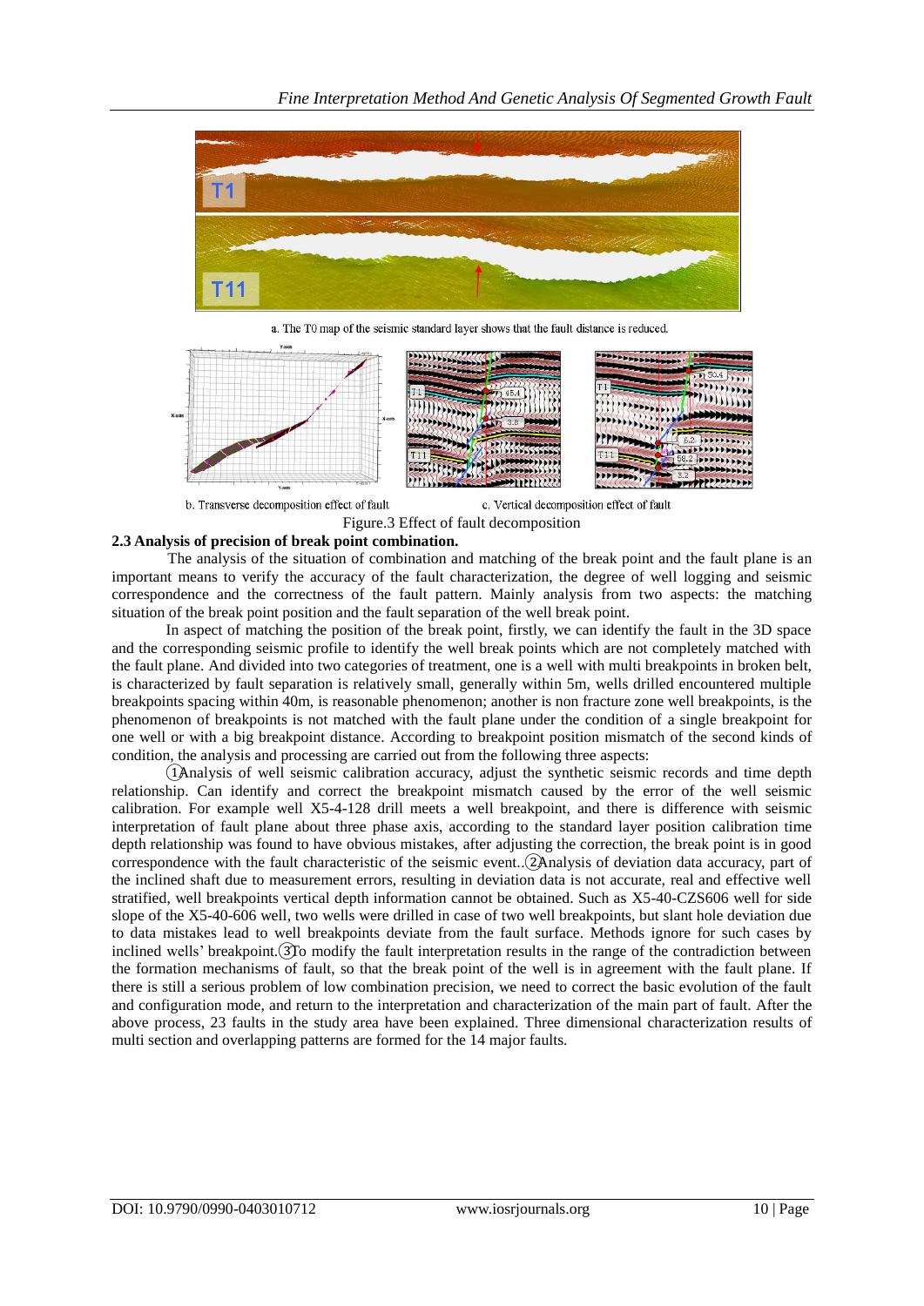a. The T0 map of the seismic standard layer shows that the fault distance is reduced.

b. Transverse decomposition effect of fault

c. Vertical decomposition effect of fault

Figure.3 Effect of fault decomposition

### 2.3 Analysis of precision of break point combination.

The analysis of the situation of combination and matching of the break point and the fault plane is an important means to verify the accuracy of the fault characterization, the degree of well logging and seismic correspondence and the correctness of the fault pattern. Mainly analysis from two aspects: the matching situation of the break point position and the fault separation of the well break point.

In aspect of matching the position of the break point, firstly, we can identify the fault in the 3D space and the corresponding seismic profile to identify the well break points which are not completely matched with the fault plane. And divided into two categories of treatment, one is a well with multi breakpoints in broken belt, is characterized by fault separation is relatively small, generally within 5m, wells drilled encountered multiple breakpoints spacing within 40m, is reasonable phenomenon; another is non fracture zone well breakpoints, is the phenomenon of breakpoints is not matched with the fault plane under the condition of a single breakpoint for one well or with a big breakpoint distance. According to breakpoint position mismatch of the second kinds of condition, the analysis and processing are carried out from the following three aspects:

①Analysis of well seismic calibration accuracy, adjust the synthetic seismic records and time depth relationship. Can identify and correct the breakpoint mismatch caused by the error of the well seismic calibration. For example well X5-4-128 drill meets a well breakpoint, and there is difference with seismic interpretation of fault plane about three phase axis, according to the standard layer position calibration time depth relationship was found to have obvious mistakes, after adjusting the correction, the break point is in good correspondence with the fault characteristic of the seismic event..②Analysis of deviation data accuracy, part of the inclined shaft due to measurement errors, resulting in deviation data is not accurate, real and effective well stratified, well breakpoints vertical depth information cannot be obtained. Such as X5-40-CZS606 well for side slope of the X5-40-606 well, two wells were drilled in case of two well breakpoints, but slant hole deviation due to data mistakes lead to well breakpoints deviate from the fault surface. Methods ignore for such cases by inclined wells' breakpoint.③To modify the fault interpretation results in the range of the contradiction between the formation mechanisms of fault, so that the break point of the well is in agreement with the fault plane. If there is still a serious problem of low combination precision, we need to correct the basic evolution of the fault and configuration mode, and return to the interpretation and characterization of the main part of fault. After the above process, 23 faults in the study area have been explained. Three dimensional characterization results of multi section and overlapping patterns are formed for the 14 major faults.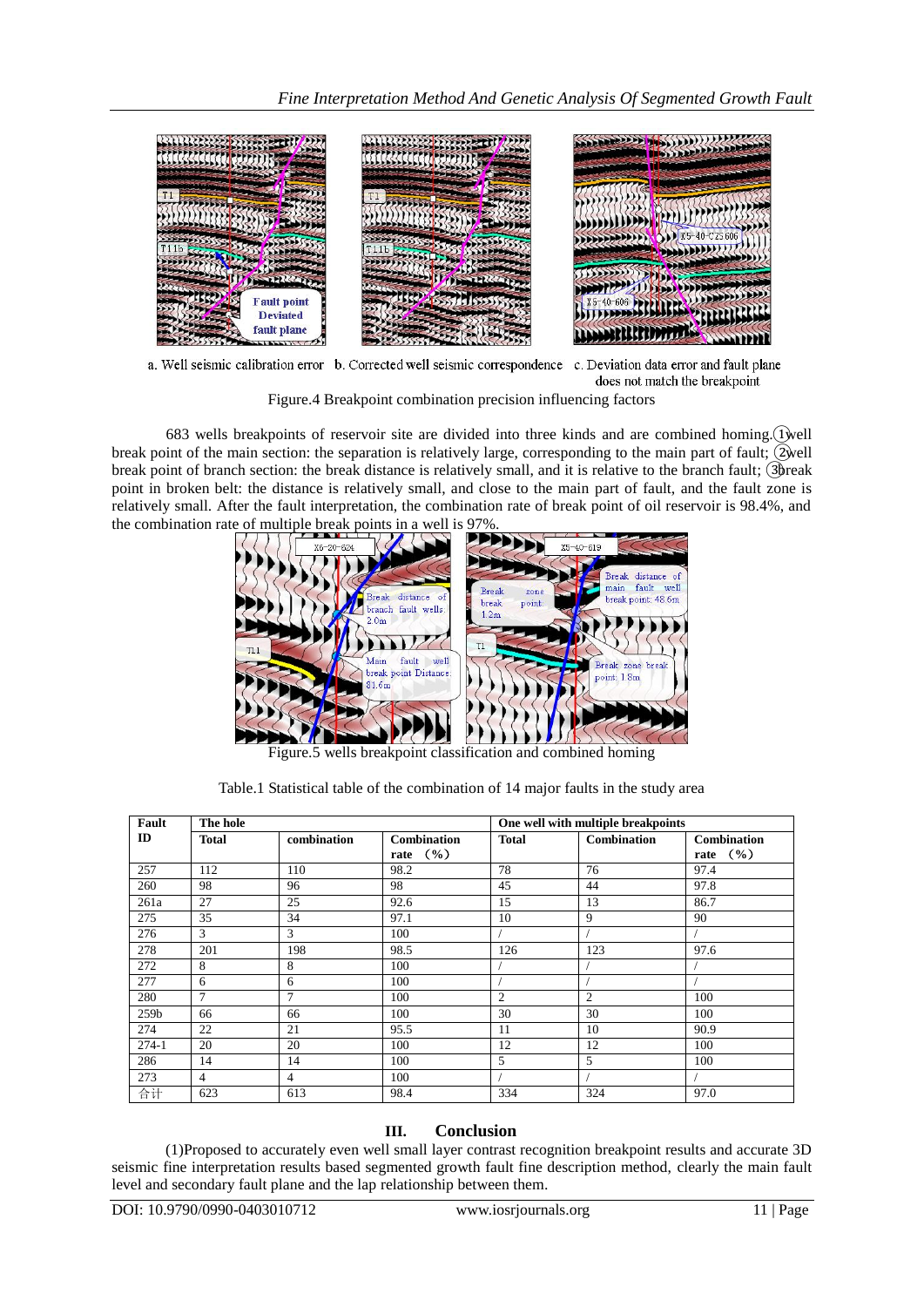a. Well seismic calibration error b. Corrected well seismic correspondence c. Deviation data error and fault plane does not match the breakpoint

Figure.4 Breakpoint combination precision influencing factors

683 wells breakpoints of reservoir site are divided into three kinds and are combined homing.①well break point of the main section: the separation is relatively large, corresponding to the main part of fault; ②well break point of branch section: the break distance is relatively small, and it is relative to the branch fault; ③break point in broken belt: the distance is relatively small, and close to the main part of fault, and the fault zone is relatively small. After the fault interpretation, the combination rate of break point of oil reservoir is 98.4%, and the combination rate of multiple break points in a well is 97%.

Figure.5 wells breakpoint classification and combined homing

Table.1 Statistical table of the combination of 14 major faults in the study area

| Fault ID | The hole | | | One well with multiple breakpoints | | |
|---|---|---|---|---|---|---|
| | Total | combination | Combination rate （%） | Total | Combination | Combination rate （%） |
| 257 | 112 | 110 | 98.2 | 78 | 76 | 97.4 |
| 260 | 98 | 96 | 98 | 45 | 44 | 97.8 |
| 261a | 27 | 25 | 92.6 | 15 | 13 | 86.7 |
| 275 | 35 | 34 | 97.1 | 10 | 9 | 90 |
| 276 | 3 | 3 | 100 | / | / | / |
| 278 | 201 | 198 | 98.5 | 126 | 123 | 97.6 |
| 272 | 8 | 8 | 100 | / | / | / |
| 277 | 6 | 6 | 100 | / | / | / |
| 280 | 7 | 7 | 100 | 2 | 2 | 100 |
| 259b | 66 | 66 | 100 | 30 | 30 | 100 |
| 274 | 22 | 21 | 95.5 | 11 | 10 | 90.9 |
| 274-1 | 20 | 20 | 100 | 12 | 12 | 100 |
| 286 | 14 | 14 | 100 | 5 | 5 | 100 |
| 273 | 4 | 4 | 100 | / | / | / |
| 合计 | 623 | 613 | 98.4 | 334 | 324 | 97.0 |

## III. Conclusion

(1)Proposed to accurately even well small layer contrast recognition breakpoint results and accurate 3D seismic fine interpretation results based segmented growth fault fine description method, clearly the main fault level and secondary fault plane and the lap relationship between them.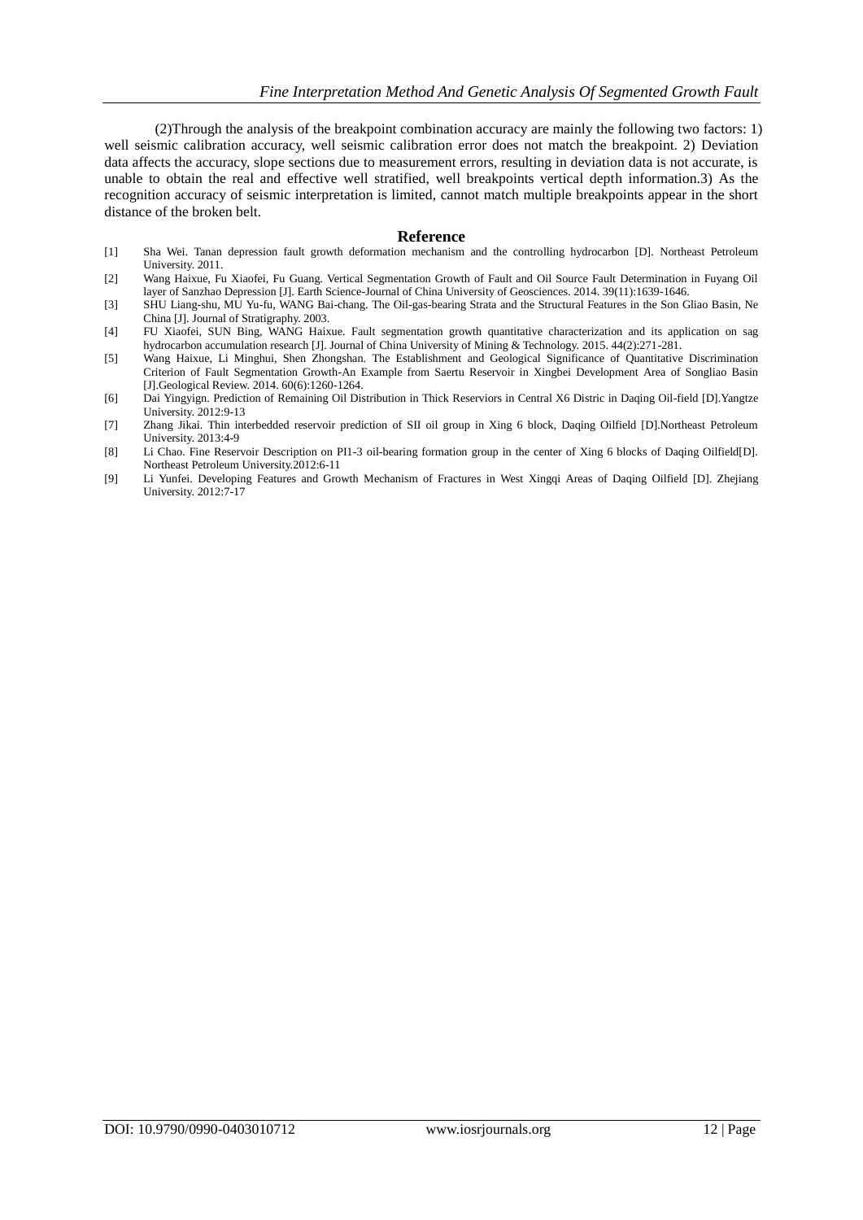(2)Through the analysis of the breakpoint combination accuracy are mainly the following two factors: 1) well seismic calibration accuracy, well seismic calibration error does not match the breakpoint. 2) Deviation data affects the accuracy, slope sections due to measurement errors, resulting in deviation data is not accurate, is unable to obtain the real and effective well stratified, well breakpoints vertical depth information.3) As the recognition accuracy of seismic interpretation is limited, cannot match multiple breakpoints appear in the short distance of the broken belt.

## Reference

[1] Sha Wei. Tanan depression fault growth deformation mechanism and the controlling hydrocarbon [D]. Northeast Petroleum University. 2011.

[2] Wang Haixue, Fu Xiaofei, Fu Guang. Vertical Segmentation Growth of Fault and Oil Source Fault Determination in Fuyang Oil layer of Sanzhao Depression [J]. Earth Science-Journal of China University of Geosciences. 2014. 39(11):1639-1646.

[3] SHU Liang-shu, MU Yu-fu, WANG Bai-chang. The Oil-gas-bearing Strata and the Structural Features in the Son Gliao Basin, Ne China [J]. Journal of Stratigraphy. 2003.

[4] FU Xiaofei, SUN Bing, WANG Haixue. Fault segmentation growth quantitative characterization and its application on sag hydrocarbon accumulation research [J]. Journal of China University of Mining & Technology. 2015. 44(2):271-281.

[5] Wang Haixue, Li Minghui, Shen Zhongshan. The Establishment and Geological Significance of Quantitative Discrimination Criterion of Fault Segmentation Growth-An Example from Saertu Reservoir in Xingbei Development Area of Songliao Basin [J].Geological Review. 2014. 60(6):1260-1264.

[6] Dai Yingyign. Prediction of Remaining Oil Distribution in Thick Reserviors in Central X6 Distric in Daqing Oil-field [D].Yangtze University. 2012:9-13

[7] Zhang Jikai. Thin interbedded reservoir prediction of SII oil group in Xing 6 block, Daqing Oilfield [D].Northeast Petroleum University. 2013:4-9

[8] Li Chao. Fine Reservoir Description on PI1-3 oil-bearing formation group in the center of Xing 6 blocks of Daqing Oilfield[D]. Northeast Petroleum University.2012:6-11

[9] Li Yunfei. Developing Features and Growth Mechanism of Fractures in West Xingqi Areas of Daqing Oilfield [D]. Zhejiang University. 2012:7-17